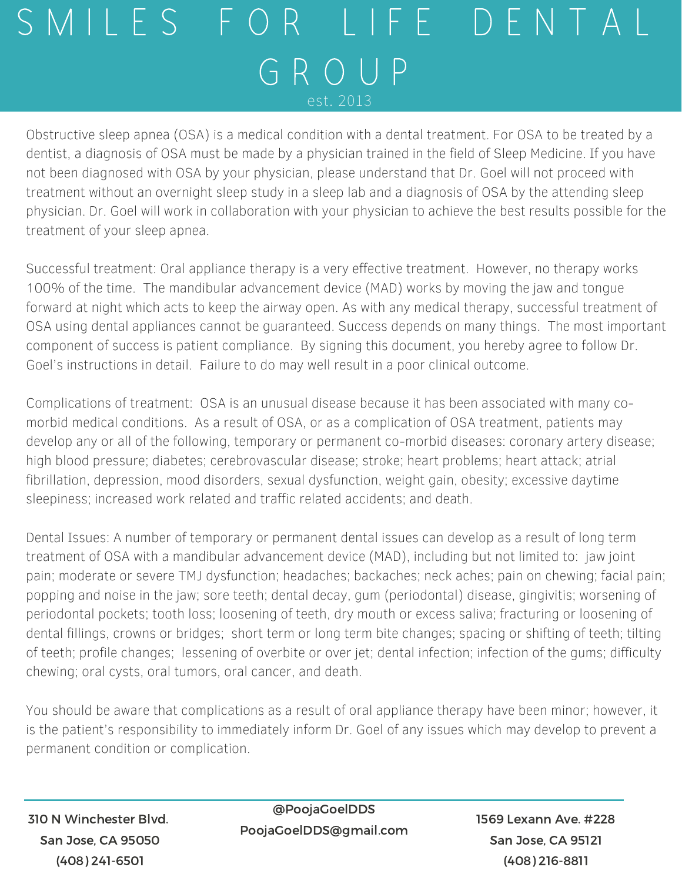# SMILES FOR LIFE DENTAL GROUP

est. 2013

Obstructive sleep apnea (OSA) is a medical condition with a dental treatment. For OSA to be treated by a dentist, a diagnosis of OSA must be made by a physician trained in the field of Sleep Medicine. If you have not been diagnosed with OSA by your physician, please understand that Dr. Goel will not proceed with treatment without an overnight sleep study in a sleep lab and a diagnosis of OSA by the attending sleep physician. Dr. Goel will work in collaboration with your physician to achieve the best results possible for the treatment of your sleep apnea.

Successful treatment: Oral appliance therapy is a very effective treatment. However, no therapy works 100% of the time. The mandibular advancement device (MAD) works by moving the jaw and tongue forward at night which acts to keep the airway open. As with any medical therapy, successful treatment of OSA using dental appliances cannot be guaranteed. Success depends on many things. The most important component of success is patient compliance. By signing this document, you hereby agree to follow Dr. Goel's instructions in detail. Failure to do may well result in a poor clinical outcome.

Complications of treatment: OSA is an unusual disease because it has been associated with many co-morbid medical conditions. As a result of OSA, or as a complication of OSA treatment, patients may develop any or all of the following, temporary or permanent co-morbid diseases: coronary artery disease; high blood pressure; diabetes; cerebrovascular disease; stroke; heart problems; heart attack; atrial fibrillation, depression, mood disorders, sexual dysfunction, weight gain, obesity; excessive daytime sleepiness; increased work related and traffic related accidents; and death.

Dental Issues: A number of temporary or permanent dental issues can develop as a result of long term treatment of OSA with a mandibular advancement device (MAD), including but not limited to: jaw joint pain; moderate or severe TMJ dysfunction; headaches; backaches; neck aches; pain on chewing; facial pain; popping and noise in the jaw; sore teeth; dental decay, gum (periodontal) disease, gingivitis; worsening of periodontal pockets; tooth loss; loosening of teeth, dry mouth or excess saliva; fracturing or loosening of dental fillings, crowns or bridges; short term or long term bite changes; spacing or shifting of teeth; tilting of teeth; profile changes; lessening of overbite or over jet; dental infection; infection of the gums; difficulty chewing; oral cysts, oral tumors, oral cancer, and death.

You should be aware that complications as a result of oral appliance therapy have been minor; however, it is the patient's responsibility to immediately inform Dr. Goel of any issues which may develop to prevent a permanent condition or complication.

---

310 N Winchester Blvd.
San Jose, CA 95050
(408) 241-6501

@PoojaGoelDDS
PoojaGoelDDS@gmail.com

1569 Lexann Ave. #228
San Jose, CA 95121
(408) 216-8811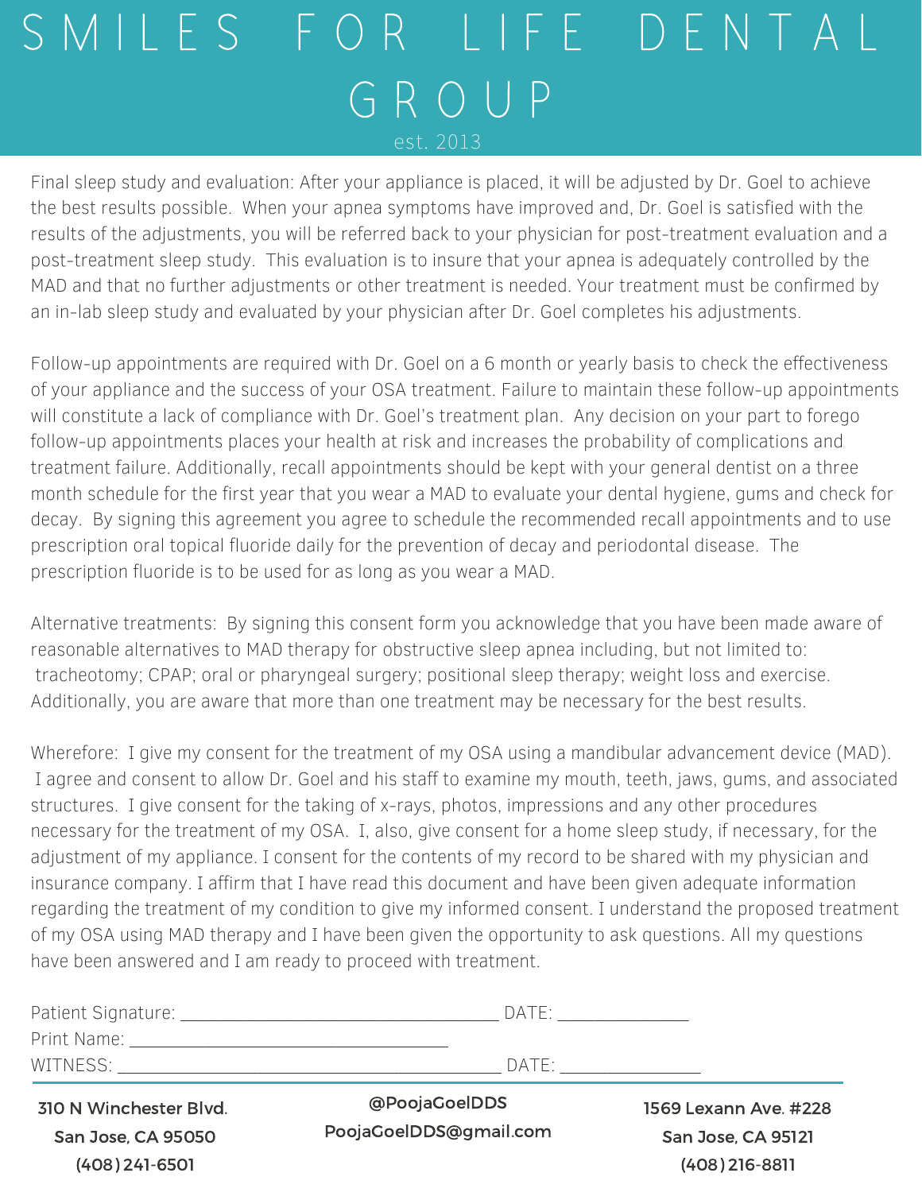# SMILES FOR LIFE DENTAL GROUP

est. 2013

Final sleep study and evaluation: After your appliance is placed, it will be adjusted by Dr. Goel to achieve the best results possible. When your apnea symptoms have improved and, Dr. Goel is satisfied with the results of the adjustments, you will be referred back to your physician for post-treatment evaluation and a post-treatment sleep study. This evaluation is to insure that your apnea is adequately controlled by the MAD and that no further adjustments or other treatment is needed. Your treatment must be confirmed by an in-lab sleep study and evaluated by your physician after Dr. Goel completes his adjustments.

Follow-up appointments are required with Dr. Goel on a 6 month or yearly basis to check the effectiveness of your appliance and the success of your OSA treatment. Failure to maintain these follow-up appointments will constitute a lack of compliance with Dr. Goel's treatment plan. Any decision on your part to forego follow-up appointments places your health at risk and increases the probability of complications and treatment failure. Additionally, recall appointments should be kept with your general dentist on a three month schedule for the first year that you wear a MAD to evaluate your dental hygiene, gums and check for decay. By signing this agreement you agree to schedule the recommended recall appointments and to use prescription oral topical fluoride daily for the prevention of decay and periodontal disease. The prescription fluoride is to be used for as long as you wear a MAD.

Alternative treatments: By signing this consent form you acknowledge that you have been made aware of reasonable alternatives to MAD therapy for obstructive sleep apnea including, but not limited to: tracheotomy; CPAP; oral or pharyngeal surgery; positional sleep therapy; weight loss and exercise. Additionally, you are aware that more than one treatment may be necessary for the best results.

Wherefore: I give my consent for the treatment of my OSA using a mandibular advancement device (MAD). I agree and consent to allow Dr. Goel and his staff to examine my mouth, teeth, jaws, gums, and associated structures. I give consent for the taking of x-rays, photos, impressions and any other procedures necessary for the treatment of my OSA. I, also, give consent for a home sleep study, if necessary, for the adjustment of my appliance. I consent for the contents of my record to be shared with my physician and insurance company. I affirm that I have read this document and have been given adequate information regarding the treatment of my condition to give my informed consent. I understand the proposed treatment of my OSA using MAD therapy and I have been given the opportunity to ask questions. All my questions have been answered and I am ready to proceed with treatment.

Patient Signature: ______________________________ DATE: ____________

Print Name: ______________________________

WITNESS: ____________________________________ DATE: ____________

310 N Winchester Blvd.
San Jose, CA 95050
(408) 241-6501

@PoojaGoelDDS
PoojaGoelDDS@gmail.com

1569 Lexann Ave. #228
San Jose, CA 95121
(408) 216-8811